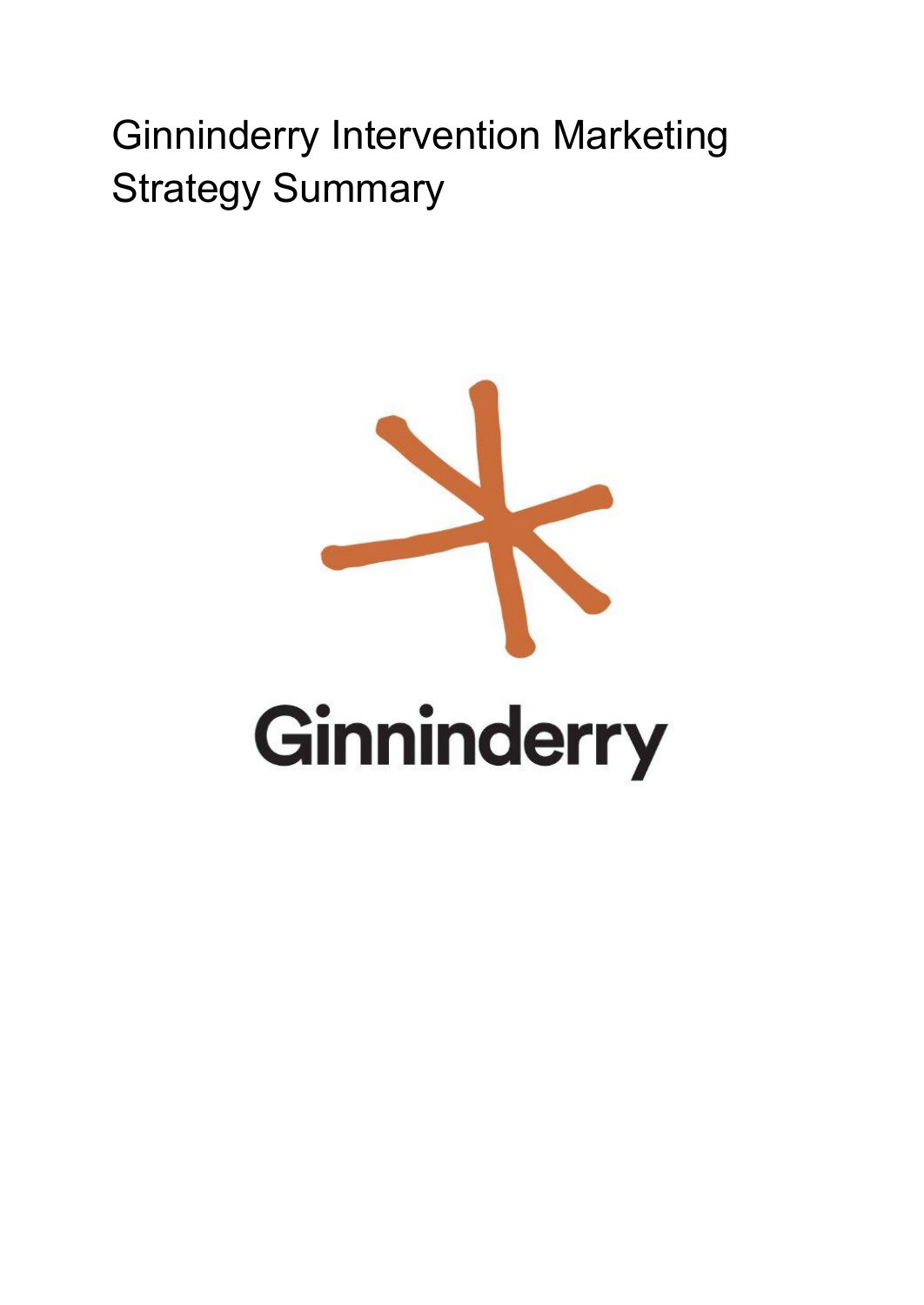# Ginninderry Intervention Marketing Strategy Summary

Ginninderry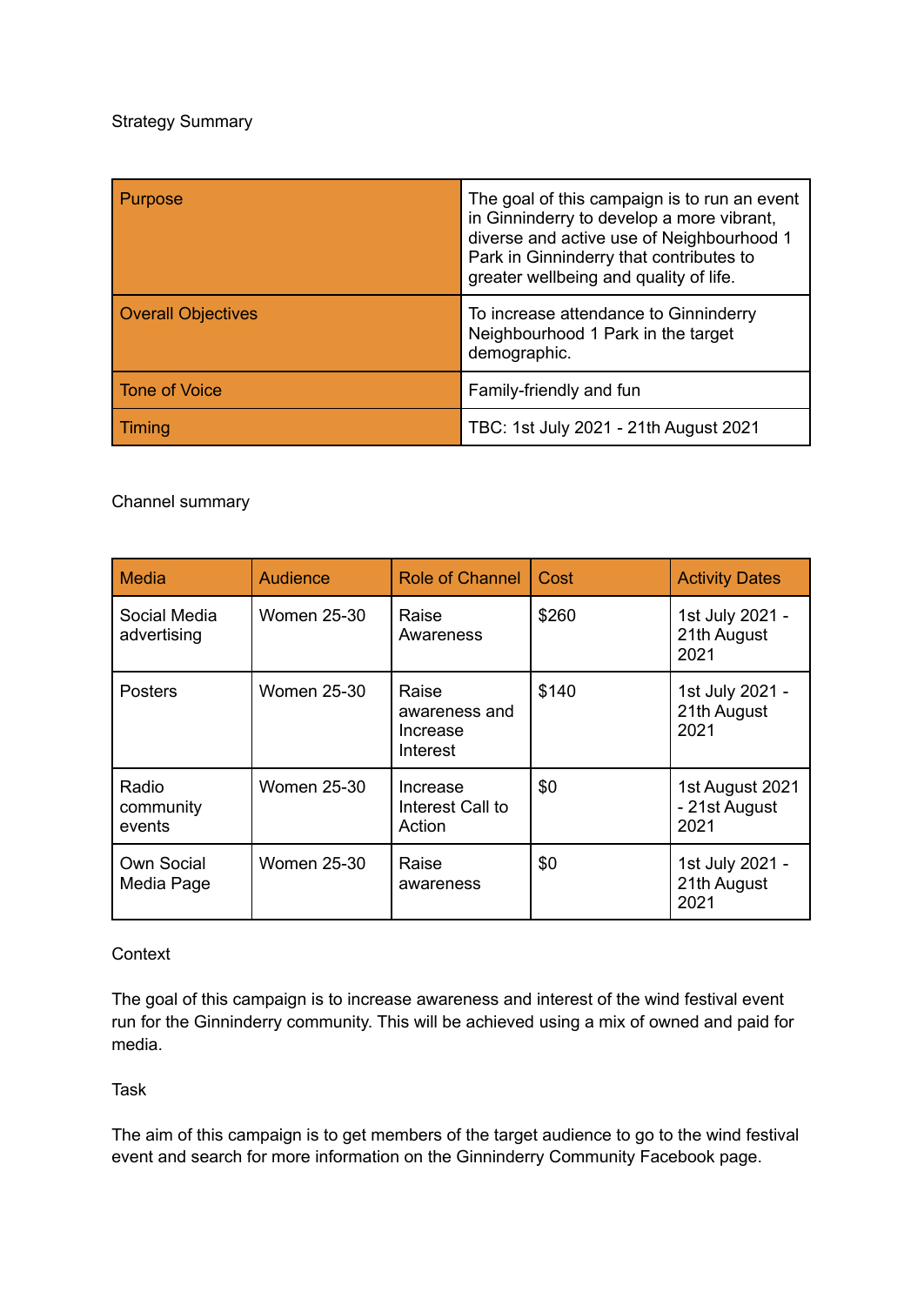Strategy Summary

| Purpose | The goal of this campaign is to run an event in Ginninderry to develop a more vibrant, diverse and active use of Neighbourhood 1 Park in Ginninderry that contributes to greater wellbeing and quality of life. |
|---|---|
| Overall Objectives | To increase attendance to Ginninderry Neighbourhood 1 Park in the target demographic. |
| Tone of Voice | Family-friendly and fun |
| Timing | TBC: 1st July 2021 - 21th August 2021 |

Channel summary

| Media | Audience | Role of Channel | Cost | Activity Dates |
|---|---|---|---|---|
| Social Media advertising | Women 25-30 | Raise Awareness | $260 | 1st July 2021 - 21th August 2021 |
| Posters | Women 25-30 | Raise awareness and Increase Interest | $140 | 1st July 2021 - 21th August 2021 |
| Radio community events | Women 25-30 | Increase Interest Call to Action | $0 | 1st August 2021 - 21st August 2021 |
| Own Social Media Page | Women 25-30 | Raise awareness | $0 | 1st July 2021 - 21th August 2021 |

Context

The goal of this campaign is to increase awareness and interest of the wind festival event run for the Ginninderry community. This will be achieved using a mix of owned and paid for media.

Task

The aim of this campaign is to get members of the target audience to go to the wind festival event and search for more information on the Ginninderry Community Facebook page.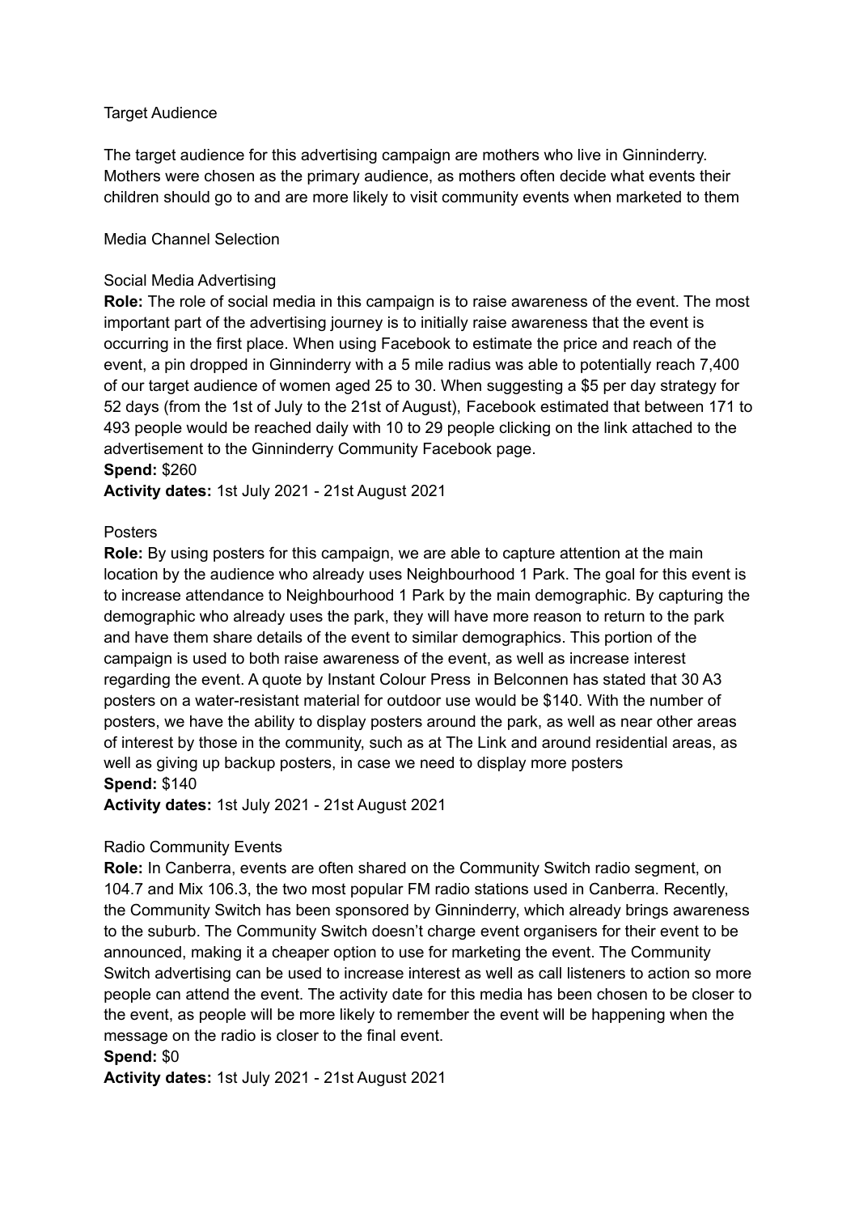## Target Audience

The target audience for this advertising campaign are mothers who live in Ginninderry. Mothers were chosen as the primary audience, as mothers often decide what events their children should go to and are more likely to visit community events when marketed to them

## Media Channel Selection

### Social Media Advertising

**Role:** The role of social media in this campaign is to raise awareness of the event. The most important part of the advertising journey is to initially raise awareness that the event is occurring in the first place. When using Facebook to estimate the price and reach of the event, a pin dropped in Ginninderry with a 5 mile radius was able to potentially reach 7,400 of our target audience of women aged 25 to 30. When suggesting a $5 per day strategy for 52 days (from the 1st of July to the 21st of August), Facebook estimated that between 171 to 493 people would be reached daily with 10 to 29 people clicking on the link attached to the advertisement to the Ginninderry Community Facebook page.

**Spend:** $260

**Activity dates:** 1st July 2021 - 21st August 2021

### Posters

**Role:** By using posters for this campaign, we are able to capture attention at the main location by the audience who already uses Neighbourhood 1 Park. The goal for this event is to increase attendance to Neighbourhood 1 Park by the main demographic. By capturing the demographic who already uses the park, they will have more reason to return to the park and have them share details of the event to similar demographics. This portion of the campaign is used to both raise awareness of the event, as well as increase interest regarding the event. A quote by Instant Colour Press in Belconnen has stated that 30 A3 posters on a water-resistant material for outdoor use would be $140. With the number of posters, we have the ability to display posters around the park, as well as near other areas of interest by those in the community, such as at The Link and around residential areas, as well as giving up backup posters, in case we need to display more posters

**Spend:** $140

**Activity dates:** 1st July 2021 - 21st August 2021

### Radio Community Events

**Role:** In Canberra, events are often shared on the Community Switch radio segment, on 104.7 and Mix 106.3, the two most popular FM radio stations used in Canberra. Recently, the Community Switch has been sponsored by Ginninderry, which already brings awareness to the suburb. The Community Switch doesn't charge event organisers for their event to be announced, making it a cheaper option to use for marketing the event. The Community Switch advertising can be used to increase interest as well as call listeners to action so more people can attend the event. The activity date for this media has been chosen to be closer to the event, as people will be more likely to remember the event will be happening when the message on the radio is closer to the final event.

**Spend:** $0

**Activity dates:** 1st July 2021 - 21st August 2021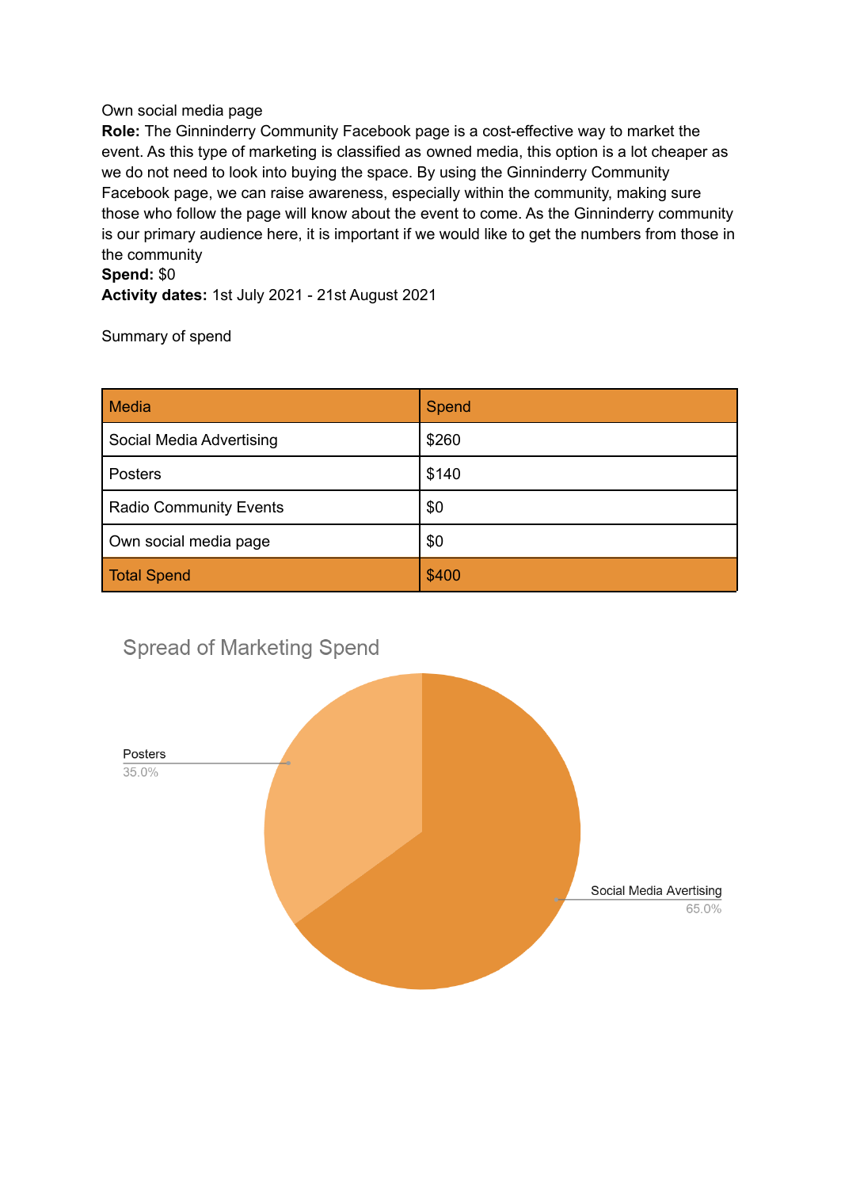Own social media page

**Role:** The Ginninderry Community Facebook page is a cost-effective way to market the event. As this type of marketing is classified as owned media, this option is a lot cheaper as we do not need to look into buying the space. By using the Ginninderry Community Facebook page, we can raise awareness, especially within the community, making sure those who follow the page will know about the event to come. As the Ginninderry community is our primary audience here, it is important if we would like to get the numbers from those in the community

**Spend:** $0

**Activity dates:** 1st July 2021 - 21st August 2021

Summary of spend

| Media | Spend |
| --- | --- |
| Social Media Advertising | $260 |
| Posters | $140 |
| Radio Community Events | $0 |
| Own social media page | $0 |
| Total Spend | $400 |

Spread of Marketing Spend

Posters 35.0%

Social Media Avertising 65.0%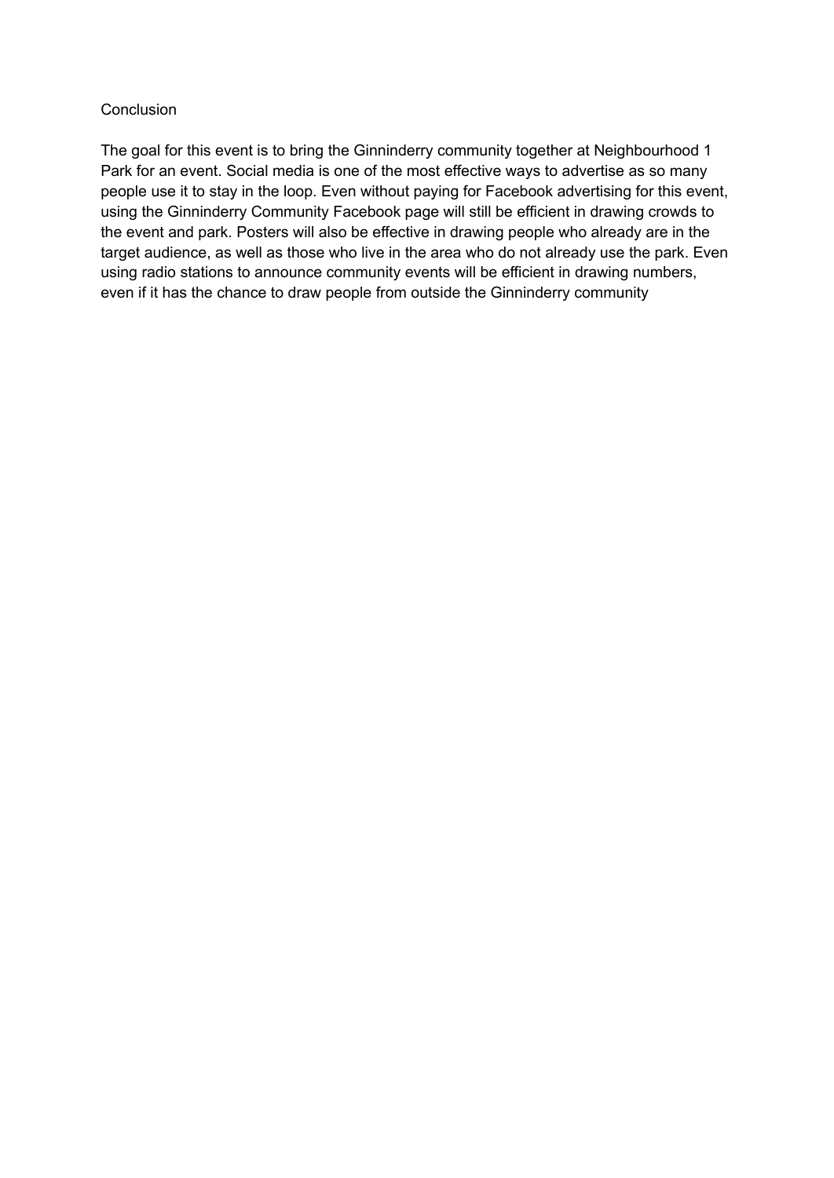## Conclusion

The goal for this event is to bring the Ginninderry community together at Neighbourhood 1 Park for an event. Social media is one of the most effective ways to advertise as so many people use it to stay in the loop. Even without paying for Facebook advertising for this event, using the Ginninderry Community Facebook page will still be efficient in drawing crowds to the event and park. Posters will also be effective in drawing people who already are in the target audience, as well as those who live in the area who do not already use the park. Even using radio stations to announce community events will be efficient in drawing numbers, even if it has the chance to draw people from outside the Ginninderry community